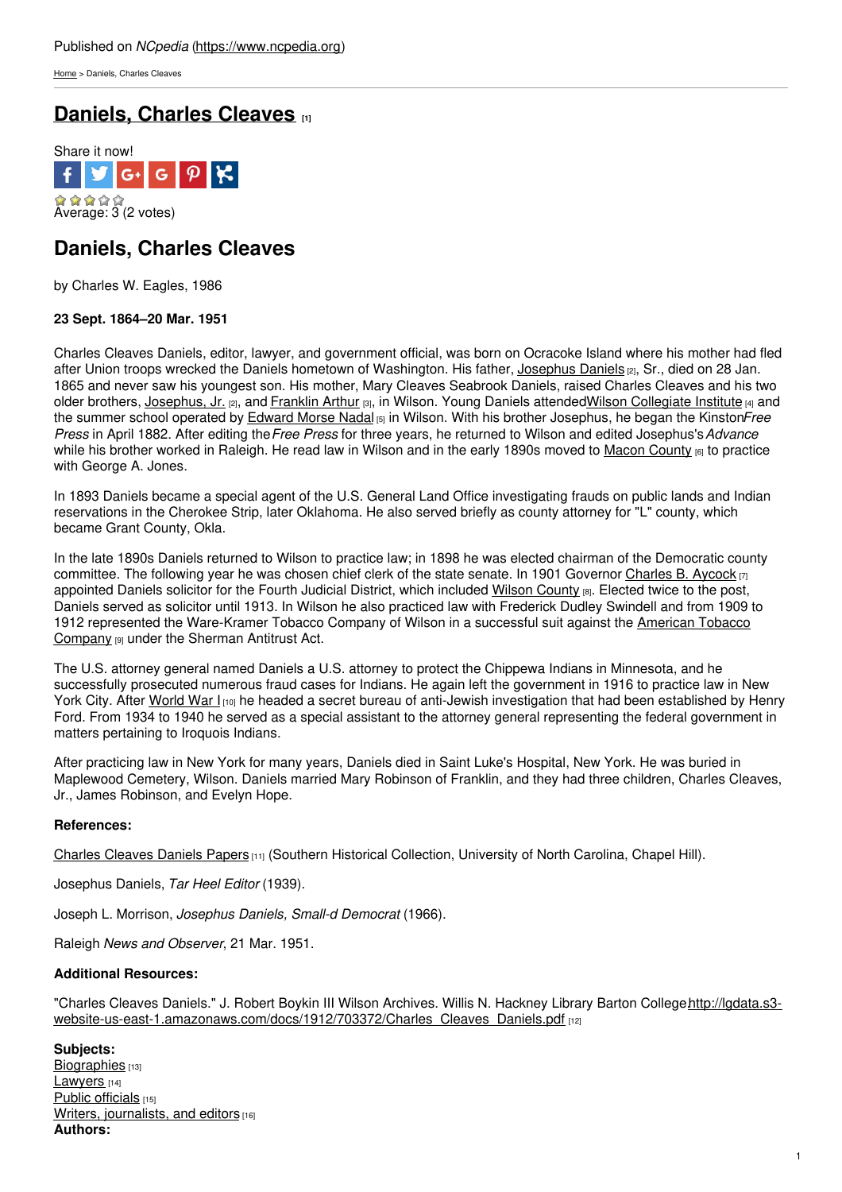Published on *NCpedia* (https://www.ncpedia.org)

Home > Daniels, Charles Cleaves

# Daniels, Charles Cleaves [1]

Share it now!

Average: 3 (2 votes)

## Daniels, Charles Cleaves

by Charles W. Eagles, 1986

**23 Sept. 1864–20 Mar. 1951**

Charles Cleaves Daniels, editor, lawyer, and government official, was born on Ocracoke Island where his mother had fled after Union troops wrecked the Daniels hometown of Washington. His father, Josephus Daniels [2], Sr., died on 28 Jan. 1865 and never saw his youngest son. His mother, Mary Cleaves Seabrook Daniels, raised Charles Cleaves and his two older brothers, Josephus, Jr. [2], and Franklin Arthur [3], in Wilson. Young Daniels attended Wilson Collegiate Institute [4] and the summer school operated by Edward Morse Nadal [5] in Wilson. With his brother Josephus, he began the Kinston *Free Press* in April 1882. After editing the *Free Press* for three years, he returned to Wilson and edited Josephus's *Advance* while his brother worked in Raleigh. He read law in Wilson and in the early 1890s moved to Macon County [6] to practice with George A. Jones.

In 1893 Daniels became a special agent of the U.S. General Land Office investigating frauds on public lands and Indian reservations in the Cherokee Strip, later Oklahoma. He also served briefly as county attorney for "L" county, which became Grant County, Okla.

In the late 1890s Daniels returned to Wilson to practice law; in 1898 he was elected chairman of the Democratic county committee. The following year he was chosen chief clerk of the state senate. In 1901 Governor Charles B. Aycock [7] appointed Daniels solicitor for the Fourth Judicial District, which included Wilson County [8]. Elected twice to the post, Daniels served as solicitor until 1913. In Wilson he also practiced law with Frederick Dudley Swindell and from 1909 to 1912 represented the Ware-Kramer Tobacco Company of Wilson in a successful suit against the American Tobacco Company [9] under the Sherman Antitrust Act.

The U.S. attorney general named Daniels a U.S. attorney to protect the Chippewa Indians in Minnesota, and he successfully prosecuted numerous fraud cases for Indians. He again left the government in 1916 to practice law in New York City. After World War I [10] he headed a secret bureau of anti-Jewish investigation that had been established by Henry Ford. From 1934 to 1940 he served as a special assistant to the attorney general representing the federal government in matters pertaining to Iroquois Indians.

After practicing law in New York for many years, Daniels died in Saint Luke's Hospital, New York. He was buried in Maplewood Cemetery, Wilson. Daniels married Mary Robinson of Franklin, and they had three children, Charles Cleaves, Jr., James Robinson, and Evelyn Hope.

**References:**

Charles Cleaves Daniels Papers [11] (Southern Historical Collection, University of North Carolina, Chapel Hill).

Josephus Daniels, *Tar Heel Editor* (1939).

Joseph L. Morrison, *Josephus Daniels, Small-d Democrat* (1966).

Raleigh *News and Observer*, 21 Mar. 1951.

**Additional Resources:**

"Charles Cleaves Daniels." J. Robert Boykin III Wilson Archives. Willis N. Hackney Library Barton College http://lgdata.s3-website-us-east-1.amazonaws.com/docs/1912/703372/Charles_Cleaves_Daniels.pdf [12]

**Subjects:**
Biographies [13]
Lawyers [14]
Public officials [15]
Writers, journalists, and editors [16]
**Authors:**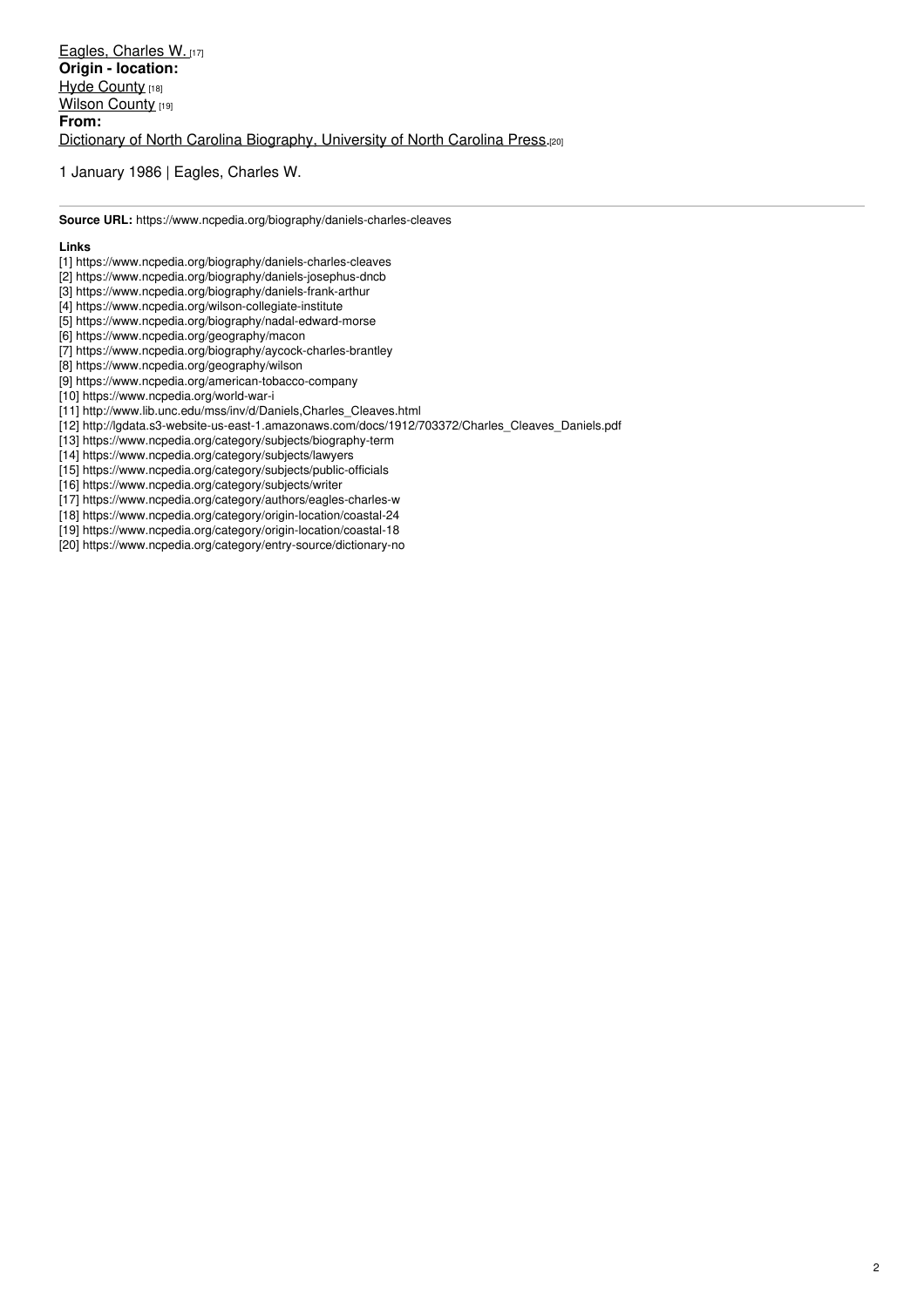Eagles, Charles W. [17]
**Origin - location:**
Hyde County [18]
Wilson County [19]
**From:**
Dictionary of North Carolina Biography, University of North Carolina Press.[20]

1 January 1986 | Eagles, Charles W.

---

**Source URL:** https://www.ncpedia.org/biography/daniels-charles-cleaves

**Links**

[1] https://www.ncpedia.org/biography/daniels-charles-cleaves
[2] https://www.ncpedia.org/biography/daniels-josephus-dncb
[3] https://www.ncpedia.org/biography/daniels-frank-arthur
[4] https://www.ncpedia.org/wilson-collegiate-institute
[5] https://www.ncpedia.org/biography/nadal-edward-morse
[6] https://www.ncpedia.org/geography/macon
[7] https://www.ncpedia.org/biography/aycock-charles-brantley
[8] https://www.ncpedia.org/geography/wilson
[9] https://www.ncpedia.org/american-tobacco-company
[10] https://www.ncpedia.org/world-war-i
[11] http://www.lib.unc.edu/mss/inv/d/Daniels,Charles_Cleaves.html
[12] http://lgdata.s3-website-us-east-1.amazonaws.com/docs/1912/703372/Charles_Cleaves_Daniels.pdf
[13] https://www.ncpedia.org/category/subjects/biography-term
[14] https://www.ncpedia.org/category/subjects/lawyers
[15] https://www.ncpedia.org/category/subjects/public-officials
[16] https://www.ncpedia.org/category/subjects/writer
[17] https://www.ncpedia.org/category/authors/eagles-charles-w
[18] https://www.ncpedia.org/category/origin-location/coastal-24
[19] https://www.ncpedia.org/category/origin-location/coastal-18
[20] https://www.ncpedia.org/category/entry-source/dictionary-no